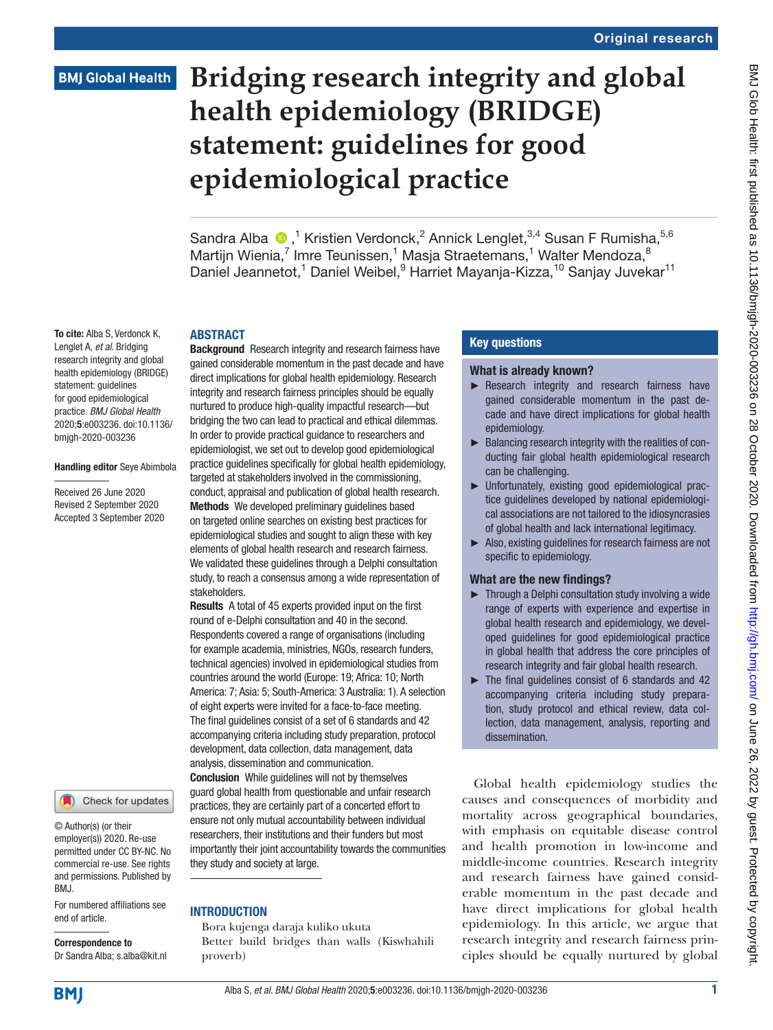# Bridging research integrity and global health epidemiology (BRIDGE) statement: guidelines for good epidemiological practice

Sandra Alba [1], Kristien Verdonck [2], Annick Lenglet [3,4], Susan F Rumisha [5,6], Martijn Wienia [7], Imre Teunissen [1], Masja Straetemans [1], Walter Mendoza [8], Daniel Jeannetot [1], Daniel Weibel [9], Harriet Mayanja-Kizza [10], Sanjay Juvekar [11]

**To cite:** Alba S, Verdonck K, Lenglet A, *et al*. Bridging research integrity and global health epidemiology (BRIDGE) statement: guidelines for good epidemiological practice. *BMJ Global Health* 2020;**5**:e003236. doi:10.1136/bmjgh-2020-003236

**Handling editor** Seye Abimbola

Received 26 June 2020
Revised 2 September 2020
Accepted 3 September 2020

© Author(s) (or their employer(s)) 2020. Re-use permitted under CC BY-NC. No commercial re-use. See rights and permissions. Published by BMJ.

For numbered affiliations see end of article.

**Correspondence to**
Dr Sandra Alba; s.alba@kit.nl

## ABSTRACT

**Background** Research integrity and research fairness have gained considerable momentum in the past decade and have direct implications for global health epidemiology. Research integrity and research fairness principles should be equally nurtured to produce high-quality impactful research—but bridging the two can lead to practical and ethical dilemmas. In order to provide practical guidance to researchers and epidemiologist, we set out to develop good epidemiological practice guidelines specifically for global health epidemiology, targeted at stakeholders involved in the commissioning, conduct, appraisal and publication of global health research.

**Methods** We developed preliminary guidelines based on targeted online searches on existing best practices for epidemiological studies and sought to align these with key elements of global health research and research fairness. We validated these guidelines through a Delphi consultation study, to reach a consensus among a wide representation of stakeholders.

**Results** A total of 45 experts provided input on the first round of e-Delphi consultation and 40 in the second. Respondents covered a range of organisations (including for example academia, ministries, NGOs, research funders, technical agencies) involved in epidemiological studies from countries around the world (Europe: 19; Africa: 10; North America: 7; Asia: 5; South-America: 3 Australia: 1). A selection of eight experts were invited for a face-to-face meeting. The final guidelines consist of a set of 6 standards and 42 accompanying criteria including study preparation, protocol development, data collection, data management, data analysis, dissemination and communication.

**Conclusion** While guidelines will not by themselves guard global health from questionable and unfair research practices, they are certainly part of a concerted effort to ensure not only mutual accountability between individual researchers, their institutions and their funders but most importantly their joint accountability towards the communities they study and society at large.

## Key questions

### What is already known?

- ► Research integrity and research fairness have gained considerable momentum in the past decade and have direct implications for global health epidemiology.
- ► Balancing research integrity with the realities of conducting fair global health epidemiological research can be challenging.
- ► Unfortunately, existing good epidemiological practice guidelines developed by national epidemiological associations are not tailored to the idiosyncrasies of global health and lack international legitimacy.
- ► Also, existing guidelines for research fairness are not specific to epidemiology.

### What are the new findings?

- ► Through a Delphi consultation study involving a wide range of experts with experience and expertise in global health research and epidemiology, we developed guidelines for good epidemiological practice in global health that address the core principles of research integrity and fair global health research.
- ► The final guidelines consist of 6 standards and 42 accompanying criteria including study preparation, study protocol and ethical review, data collection, data management, analysis, reporting and dissemination.

## INTRODUCTION

Bora kujenga daraja kuliko ukuta
Better build bridges than walls (Kiswhahili proverb)

Global health epidemiology studies the causes and consequences of morbidity and mortality across geographical boundaries, with emphasis on equitable disease control and health promotion in low-income and middle-income countries. Research integrity and research fairness have gained considerable momentum in the past decade and have direct implications for global health epidemiology. In this article, we argue that research integrity and research fairness principles should be equally nurtured by global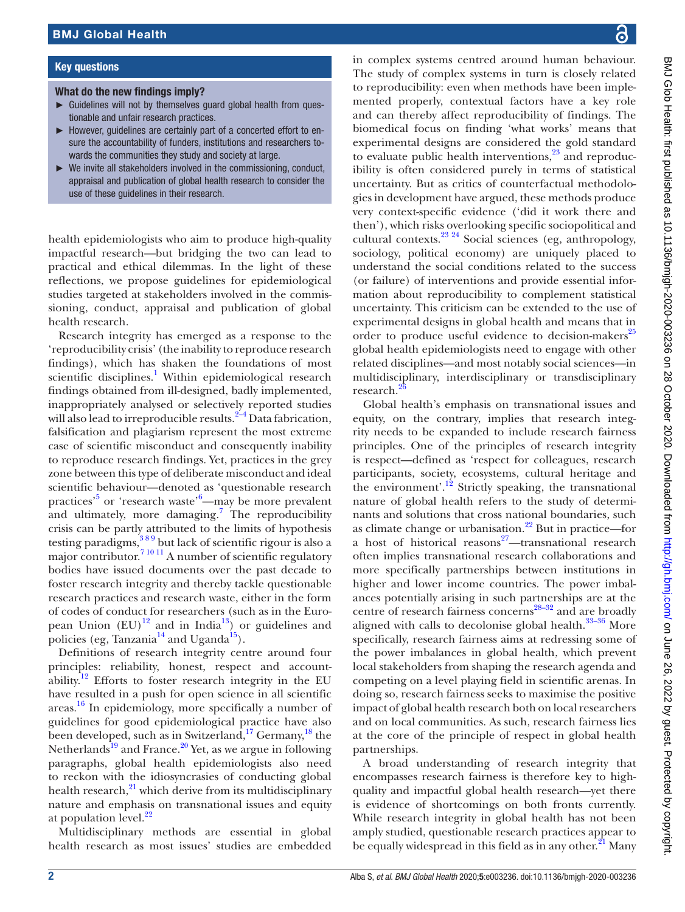## Key questions

### What do the new findings imply?

- Guidelines will not by themselves guard global health from questionable and unfair research practices.
- However, guidelines are certainly part of a concerted effort to ensure the accountability of funders, institutions and researchers towards the communities they study and society at large.
- We invite all stakeholders involved in the commissioning, conduct, appraisal and publication of global health research to consider the use of these guidelines in their research.

health epidemiologists who aim to produce high-quality impactful research—but bridging the two can lead to practical and ethical dilemmas. In the light of these reflections, we propose guidelines for epidemiological studies targeted at stakeholders involved in the commissioning, conduct, appraisal and publication of global health research.

Research integrity has emerged as a response to the 'reproducibility crisis' (the inability to reproduce research findings), which has shaken the foundations of most scientific disciplines.[1] Within epidemiological research findings obtained from ill-designed, badly implemented, inappropriately analysed or selectively reported studies will also lead to irreproducible results.[2–4] Data fabrication, falsification and plagiarism represent the most extreme case of scientific misconduct and consequently inability to reproduce research findings. Yet, practices in the grey zone between this type of deliberate misconduct and ideal scientific behaviour—denoted as 'questionable research practices'[5] or 'research waste'[6]—may be more prevalent and ultimately, more damaging.[7] The reproducibility crisis can be partly attributed to the limits of hypothesis testing paradigms,[3 8 9] but lack of scientific rigour is also a major contributor.[7 10 11] A number of scientific regulatory bodies have issued documents over the past decade to foster research integrity and thereby tackle questionable research practices and research waste, either in the form of codes of conduct for researchers (such as in the European Union (EU)[12] and in India[13]) or guidelines and policies (eg, Tanzania[14] and Uganda[15]).

Definitions of research integrity centre around four principles: reliability, honest, respect and accountability.[12] Efforts to foster research integrity in the EU have resulted in a push for open science in all scientific areas.[16] In epidemiology, more specifically a number of guidelines for good epidemiological practice have also been developed, such as in Switzerland,[17] Germany,[18] the Netherlands[19] and France.[20] Yet, as we argue in following paragraphs, global health epidemiologists also need to reckon with the idiosyncrasies of conducting global health research,[21] which derive from its multidisciplinary nature and emphasis on transnational issues and equity at population level.[22]

Multidisciplinary methods are essential in global health research as most issues' studies are embedded in complex systems centred around human behaviour. The study of complex systems in turn is closely related to reproducibility: even when methods have been implemented properly, contextual factors have a key role and can thereby affect reproducibility of findings. The biomedical focus on finding 'what works' means that experimental designs are considered the gold standard to evaluate public health interventions,[23] and reproducibility is often considered purely in terms of statistical uncertainty. But as critics of counterfactual methodologies in development have argued, these methods produce very context-specific evidence ('did it work there and then'), which risks overlooking specific sociopolitical and cultural contexts.[23 24] Social sciences (eg, anthropology, sociology, political economy) are uniquely placed to understand the social conditions related to the success (or failure) of interventions and provide essential information about reproducibility to complement statistical uncertainty. This criticism can be extended to the use of experimental designs in global health and means that in order to produce useful evidence to decision-makers[25] global health epidemiologists need to engage with other related disciplines—and most notably social sciences—in multidisciplinary, interdisciplinary or transdisciplinary research.[26]

Global health's emphasis on transnational issues and equity, on the contrary, implies that research integrity needs to be expanded to include research fairness principles. One of the principles of research integrity is respect—defined as 'respect for colleagues, research participants, society, ecosystems, cultural heritage and the environment'.[12] Strictly speaking, the transnational nature of global health refers to the study of determinants and solutions that cross national boundaries, such as climate change or urbanisation.[22] But in practice—for a host of historical reasons[27]—transnational research often implies transnational research collaborations and more specifically partnerships between institutions in higher and lower income countries. The power imbalances potentially arising in such partnerships are at the centre of research fairness concerns[28–32] and are broadly aligned with calls to decolonise global health.[33–36] More specifically, research fairness aims at redressing some of the power imbalances in global health, which prevent local stakeholders from shaping the research agenda and competing on a level playing field in scientific arenas. In doing so, research fairness seeks to maximise the positive impact of global health research both on local researchers and on local communities. As such, research fairness lies at the core of the principle of respect in global health partnerships.

A broad understanding of research integrity that encompasses research fairness is therefore key to high-quality and impactful global health research—yet there is evidence of shortcomings on both fronts currently. While research integrity in global health has not been amply studied, questionable research practices appear to be equally widespread in this field as in any other.[21] Many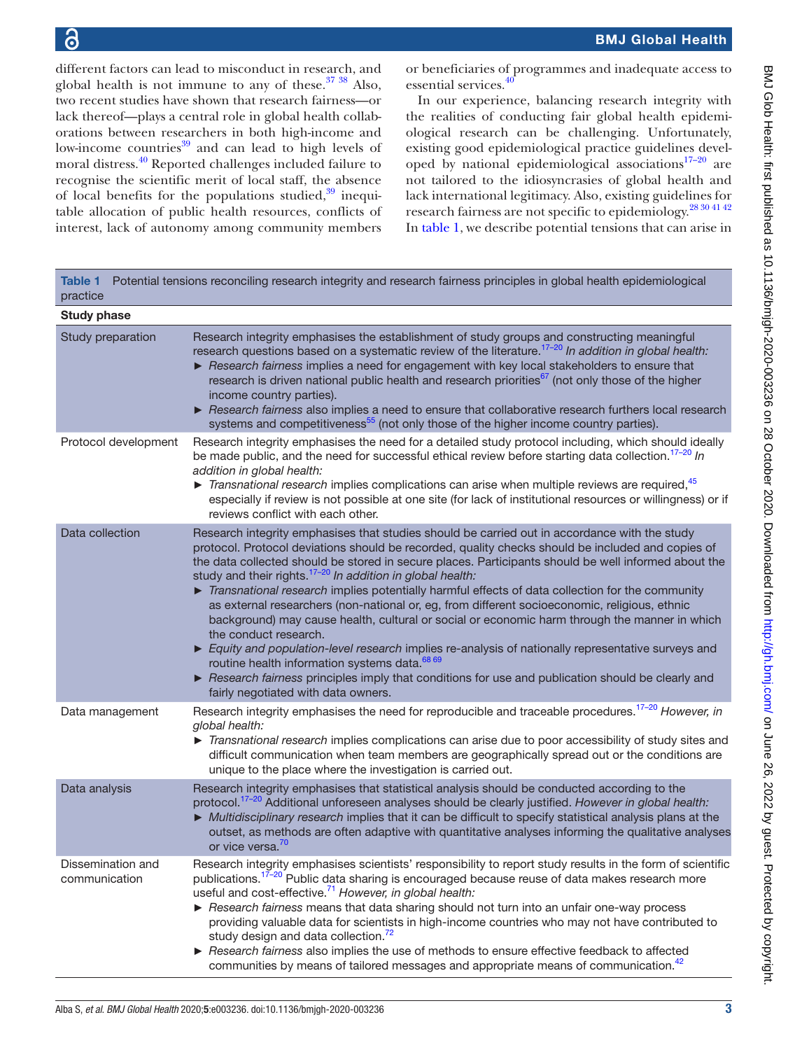different factors can lead to misconduct in research, and global health is not immune to any of these.[37 38] Also, two recent studies have shown that research fairness—or lack thereof—plays a central role in global health collaborations between researchers in both high-income and low-income countries[39] and can lead to high levels of moral distress.[40] Reported challenges included failure to recognise the scientific merit of local staff, the absence of local benefits for the populations studied,[39] inequitable allocation of public health resources, conflicts of interest, lack of autonomy among community members or beneficiaries of programmes and inadequate access to essential services.[40]

In our experience, balancing research integrity with the realities of conducting fair global health epidemiological research can be challenging. Unfortunately, existing good epidemiological practice guidelines developed by national epidemiological associations[17–20] are not tailored to the idiosyncrasies of global health and lack international legitimacy. Also, existing guidelines for research fairness are not specific to epidemiology.[28 30 41 42] In table 1, we describe potential tensions that can arise in

**Table 1** Potential tensions reconciling research integrity and research fairness principles in global health epidemiological practice

| Study phase | |
|---|---|
| Study preparation | Research integrity emphasises the establishment of study groups and constructing meaningful research questions based on a systematic review of the literature.[17–20] *In addition in global health:*<br>► *Research fairness* implies a need for engagement with key local stakeholders to ensure that research is driven national public health and research priorities[67] (not only those of the higher income country parties).<br>► *Research fairness* also implies a need to ensure that collaborative research furthers local research systems and competitiveness[55] (not only those of the higher income country parties). |
| Protocol development | Research integrity emphasises the need for a detailed study protocol including, which should ideally be made public, and the need for successful ethical review before starting data collection.[17–20] *In addition in global health:*<br>► *Transnational research* implies complications can arise when multiple reviews are required,[45] especially if review is not possible at one site (for lack of institutional resources or willingness) or if reviews conflict with each other. |
| Data collection | Research integrity emphasises that studies should be carried out in accordance with the study protocol. Protocol deviations should be recorded, quality checks should be included and copies of the data collected should be stored in secure places. Participants should be well informed about the study and their rights.[17–20] *In addition in global health:*<br>► *Transnational research* implies potentially harmful effects of data collection for the community as external researchers (non-national or, eg, from different socioeconomic, religious, ethnic background) may cause health, cultural or social or economic harm through the manner in which the conduct research.<br>► *Equity and population-level research* implies re-analysis of nationally representative surveys and routine health information systems data.[68 69]<br>► *Research fairness* principles imply that conditions for use and publication should be clearly and fairly negotiated with data owners. |
| Data management | Research integrity emphasises the need for reproducible and traceable procedures.[17–20] *However, in global health:*<br>► *Transnational research* implies complications can arise due to poor accessibility of study sites and difficult communication when team members are geographically spread out or the conditions are unique to the place where the investigation is carried out. |
| Data analysis | Research integrity emphasises that statistical analysis should be conducted according to the protocol.[17–20] Additional unforeseen analyses should be clearly justified. *However in global health:*<br>► *Multidisciplinary research* implies that it can be difficult to specify statistical analysis plans at the outset, as methods are often adaptive with quantitative analyses informing the qualitative analyses or vice versa.[70] |
| Dissemination and communication | Research integrity emphasises scientists' responsibility to report study results in the form of scientific publications.[17–20] Public data sharing is encouraged because reuse of data makes research more useful and cost-effective.[71] *However, in global health:*<br>► *Research fairness* means that data sharing should not turn into an unfair one-way process providing valuable data for scientists in high-income countries who may not have contributed to study design and data collection.[72]<br>► *Research fairness* also implies the use of methods to ensure effective feedback to affected communities by means of tailored messages and appropriate means of communication.[42] |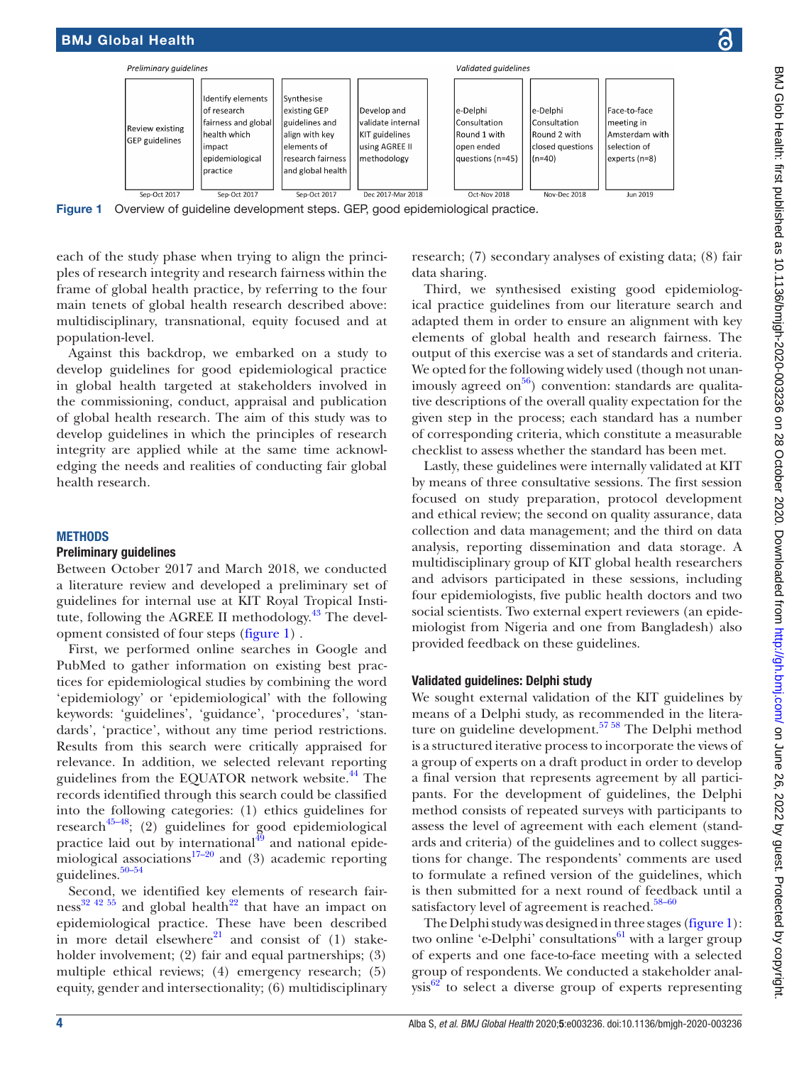Preliminary guidelines

| Review existing GEP guidelines | Identify elements of research fairness and global health which impact epidemiological practice | Synthesise existing GEP guidelines and align with key elements of research fairness and global health | Develop and validate internal KIT guidelines using AGREE II methodology |
|---|---|---|---|
| Sep-Oct 2017 | Sep-Oct 2017 | Sep-Oct 2017 | Dec 2017-Mar 2018 |

Validated guidelines

| e-Delphi Consultation Round 1 with open ended questions (n=45) | e-Delphi Consultation Round 2 with closed questions (n=40) | Face-to-face meeting in Amsterdam with selection of experts (n=8) |
|---|---|---|
| Oct-Nov 2018 | Nov-Dec 2018 | Jun 2019 |

**Figure 1** Overview of guideline development steps. GEP, good epidemiological practice.

each of the study phase when trying to align the principles of research integrity and research fairness within the frame of global health practice, by referring to the four main tenets of global health research described above: multidisciplinary, transnational, equity focused and at population-level.

Against this backdrop, we embarked on a study to develop guidelines for good epidemiological practice in global health targeted at stakeholders involved in the commissioning, conduct, appraisal and publication of global health research. The aim of this study was to develop guidelines in which the principles of research integrity are applied while at the same time acknowledging the needs and realities of conducting fair global health research.

## METHODS

### Preliminary guidelines

Between October 2017 and March 2018, we conducted a literature review and developed a preliminary set of guidelines for internal use at KIT Royal Tropical Institute, following the AGREE II methodology.[43] The development consisted of four steps (figure 1) .

First, we performed online searches in Google and PubMed to gather information on existing best practices for epidemiological studies by combining the word 'epidemiology' or 'epidemiological' with the following keywords: 'guidelines', 'guidance', 'procedures', 'standards', 'practice', without any time period restrictions. Results from this search were critically appraised for relevance. In addition, we selected relevant reporting guidelines from the EQUATOR network website.[44] The records identified through this search could be classified into the following categories: (1) ethics guidelines for research[45–48]; (2) guidelines for good epidemiological practice laid out by international[49] and national epidemiological associations[17–20] and (3) academic reporting guidelines.[50–54]

Second, we identified key elements of research fairness[32 42 55] and global health[22] that have an impact on epidemiological practice. These have been described in more detail elsewhere[21] and consist of (1) stakeholder involvement; (2) fair and equal partnerships; (3) multiple ethical reviews; (4) emergency research; (5) equity, gender and intersectionality; (6) multidisciplinary research; (7) secondary analyses of existing data; (8) fair data sharing.

Third, we synthesised existing good epidemiological practice guidelines from our literature search and adapted them in order to ensure an alignment with key elements of global health and research fairness. The output of this exercise was a set of standards and criteria. We opted for the following widely used (though not unanimously agreed on[56]) convention: standards are qualitative descriptions of the overall quality expectation for the given step in the process; each standard has a number of corresponding criteria, which constitute a measurable checklist to assess whether the standard has been met.

Lastly, these guidelines were internally validated at KIT by means of three consultative sessions. The first session focused on study preparation, protocol development and ethical review; the second on quality assurance, data collection and data management; and the third on data analysis, reporting dissemination and data storage. A multidisciplinary group of KIT global health researchers and advisors participated in these sessions, including four epidemiologists, five public health doctors and two social scientists. Two external expert reviewers (an epidemiologist from Nigeria and one from Bangladesh) also provided feedback on these guidelines.

### Validated guidelines: Delphi study

We sought external validation of the KIT guidelines by means of a Delphi study, as recommended in the literature on guideline development.[57 58] The Delphi method is a structured iterative process to incorporate the views of a group of experts on a draft product in order to develop a final version that represents agreement by all participants. For the development of guidelines, the Delphi method consists of repeated surveys with participants to assess the level of agreement with each element (standards and criteria) of the guidelines and to collect suggestions for change. The respondents' comments are used to formulate a refined version of the guidelines, which is then submitted for a next round of feedback until a satisfactory level of agreement is reached.[58–60]

The Delphi study was designed in three stages (figure 1): two online 'e-Delphi' consultations[61] with a larger group of experts and one face-to-face meeting with a selected group of respondents. We conducted a stakeholder analysis[62] to select a diverse group of experts representing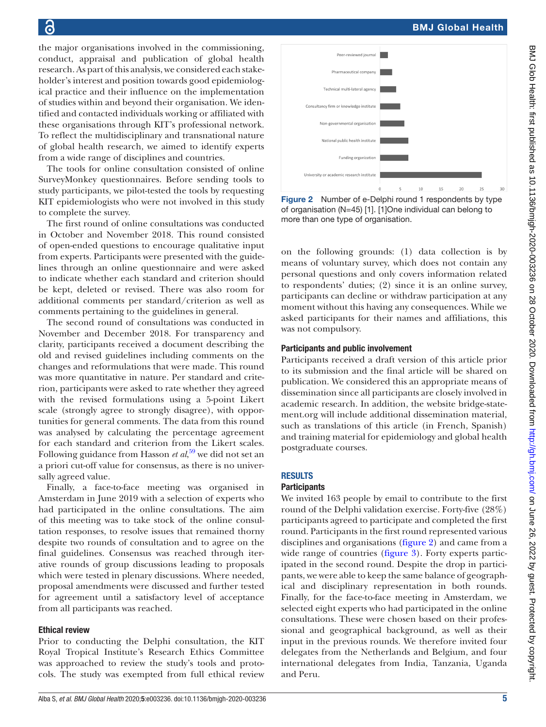the major organisations involved in the commissioning, conduct, appraisal and publication of global health research. As part of this analysis, we considered each stakeholder's interest and position towards good epidemiological practice and their influence on the implementation of studies within and beyond their organisation. We identified and contacted individuals working or affiliated with these organisations through KIT's professional network. To reflect the multidisciplinary and transnational nature of global health research, we aimed to identify experts from a wide range of disciplines and countries.

The tools for online consultation consisted of online SurveyMonkey questionnaires. Before sending tools to study participants, we pilot-tested the tools by requesting KIT epidemiologists who were not involved in this study to complete the survey.

The first round of online consultations was conducted in October and November 2018. This round consisted of open-ended questions to encourage qualitative input from experts. Participants were presented with the guidelines through an online questionnaire and were asked to indicate whether each standard and criterion should be kept, deleted or revised. There was also room for additional comments per standard/criterion as well as comments pertaining to the guidelines in general.

The second round of consultations was conducted in November and December 2018. For transparency and clarity, participants received a document describing the old and revised guidelines including comments on the changes and reformulations that were made. This round was more quantitative in nature. Per standard and criterion, participants were asked to rate whether they agreed with the revised formulations using a 5-point Likert scale (strongly agree to strongly disagree), with opportunities for general comments. The data from this round was analysed by calculating the percentage agreement for each standard and criterion from the Likert scales. Following guidance from Hasson *et al*,[59] we did not set an a priori cut-off value for consensus, as there is no universally agreed value.

Finally, a face-to-face meeting was organised in Amsterdam in June 2019 with a selection of experts who had participated in the online consultations. The aim of this meeting was to take stock of the online consultation responses, to resolve issues that remained thorny despite two rounds of consultation and to agree on the final guidelines. Consensus was reached through iterative rounds of group discussions leading to proposals which were tested in plenary discussions. Where needed, proposal amendments were discussed and further tested for agreement until a satisfactory level of acceptance from all participants was reached.

### Ethical review

Prior to conducting the Delphi consultation, the KIT Royal Tropical Institute's Research Ethics Committee was approached to review the study's tools and protocols. The study was exempted from full ethical review on the following grounds: (1) data collection is by means of voluntary survey, which does not contain any personal questions and only covers information related to respondents' duties; (2) since it is an online survey, participants can decline or withdraw participation at any moment without this having any consequences. While we asked participants for their names and affiliations, this was not compulsory.

**Figure 2** Number of e-Delphi round 1 respondents by type of organisation (N=45) [1]. [1]One individual can belong to more than one type of organisation.

### Participants and public involvement

Participants received a draft version of this article prior to its submission and the final article will be shared on publication. We considered this an appropriate means of dissemination since all participants are closely involved in academic research. In addition, the website bridge-statement.org will include additional dissemination material, such as translations of this article (in French, Spanish) and training material for epidemiology and global health postgraduate courses.

## RESULTS

### Participants

We invited 163 people by email to contribute to the first round of the Delphi validation exercise. Forty-five (28%) participants agreed to participate and completed the first round. Participants in the first round represented various disciplines and organisations (figure 2) and came from a wide range of countries (figure 3). Forty experts participated in the second round. Despite the drop in participants, we were able to keep the same balance of geographical and disciplinary representation in both rounds. Finally, for the face-to-face meeting in Amsterdam, we selected eight experts who had participated in the online consultations. These were chosen based on their professional and geographical background, as well as their input in the previous rounds. We therefore invited four delegates from the Netherlands and Belgium, and four international delegates from India, Tanzania, Uganda and Peru.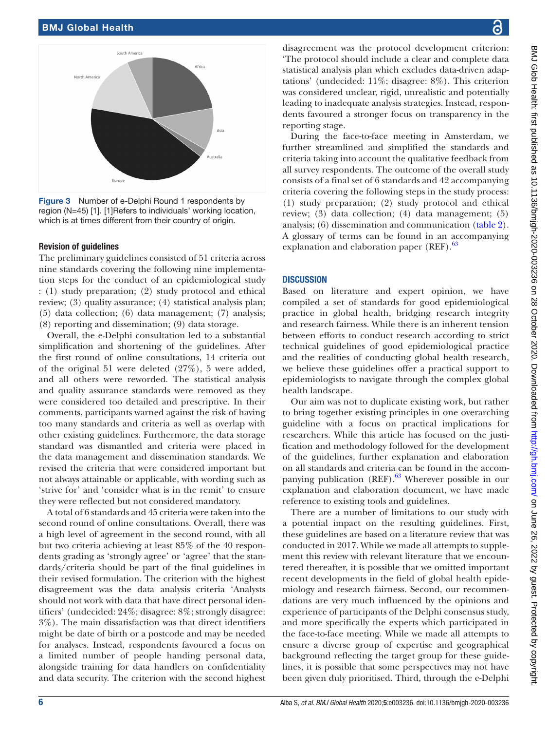Figure 3 Number of e-Delphi Round 1 respondents by region (N=45) [1]. [1]Refers to individuals' working location, which is at times different from their country of origin.

### Revision of guidelines

The preliminary guidelines consisted of 51 criteria across nine standards covering the following nine implementation steps for the conduct of an epidemiological study : (1) study preparation; (2) study protocol and ethical review; (3) quality assurance; (4) statistical analysis plan; (5) data collection; (6) data management; (7) analysis; (8) reporting and dissemination; (9) data storage.

Overall, the e-Delphi consultation led to a substantial simplification and shortening of the guidelines. After the first round of online consultations, 14 criteria out of the original 51 were deleted (27%), 5 were added, and all others were reworded. The statistical analysis and quality assurance standards were removed as they were considered too detailed and prescriptive. In their comments, participants warned against the risk of having too many standards and criteria as well as overlap with other existing guidelines. Furthermore, the data storage standard was dismantled and criteria were placed in the data management and dissemination standards. We revised the criteria that were considered important but not always attainable or applicable, with wording such as 'strive for' and 'consider what is in the remit' to ensure they were reflected but not considered mandatory.

A total of 6 standards and 45 criteria were taken into the second round of online consultations. Overall, there was a high level of agreement in the second round, with all but two criteria achieving at least 85% of the 40 respondents grading as 'strongly agree' or 'agree' that the standards/criteria should be part of the final guidelines in their revised formulation. The criterion with the highest disagreement was the data analysis criteria 'Analysts should not work with data that have direct personal identifiers' (undecided: 24%; disagree: 8%; strongly disagree: 3%). The main dissatisfaction was that direct identifiers might be date of birth or a postcode and may be needed for analyses. Instead, respondents favoured a focus on a limited number of people handing personal data, alongside training for data handlers on confidentiality and data security. The criterion with the second highest disagreement was the protocol development criterion: 'The protocol should include a clear and complete data statistical analysis plan which excludes data-driven adaptations' (undecided: 11%; disagree: 8%). This criterion was considered unclear, rigid, unrealistic and potentially leading to inadequate analysis strategies. Instead, respondents favoured a stronger focus on transparency in the reporting stage.

During the face-to-face meeting in Amsterdam, we further streamlined and simplified the standards and criteria taking into account the qualitative feedback from all survey respondents. The outcome of the overall study consists of a final set of 6 standards and 42 accompanying criteria covering the following steps in the study process: (1) study preparation; (2) study protocol and ethical review; (3) data collection; (4) data management; (5) analysis; (6) dissemination and communication (table 2). A glossary of terms can be found in an accompanying explanation and elaboration paper (REF).[63]

## DISCUSSION

Based on literature and expert opinion, we have compiled a set of standards for good epidemiological practice in global health, bridging research integrity and research fairness. While there is an inherent tension between efforts to conduct research according to strict technical guidelines of good epidemiological practice and the realities of conducting global health research, we believe these guidelines offer a practical support to epidemiologists to navigate through the complex global health landscape.

Our aim was not to duplicate existing work, but rather to bring together existing principles in one overarching guideline with a focus on practical implications for researchers. While this article has focused on the justification and methodology followed for the development of the guidelines, further explanation and elaboration on all standards and criteria can be found in the accompanying publication (REF).[63] Wherever possible in our explanation and elaboration document, we have made reference to existing tools and guidelines.

There are a number of limitations to our study with a potential impact on the resulting guidelines. First, these guidelines are based on a literature review that was conducted in 2017. While we made all attempts to supplement this review with relevant literature that we encountered thereafter, it is possible that we omitted important recent developments in the field of global health epidemiology and research fairness. Second, our recommendations are very much influenced by the opinions and experience of participants of the Delphi consensus study, and more specifically the experts which participated in the face-to-face meeting. While we made all attempts to ensure a diverse group of expertise and geographical background reflecting the target group for these guidelines, it is possible that some perspectives may not have been given duly prioritised. Third, through the e-Delphi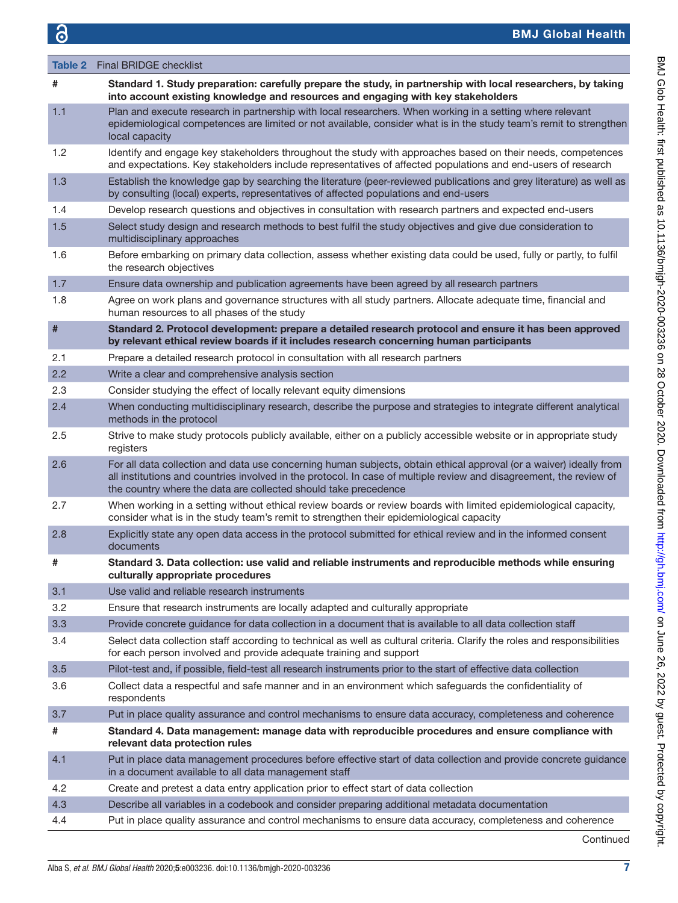Table 2 Final BRIDGE checklist

| # | Standard 1. Study preparation: carefully prepare the study, in partnership with local researchers, by taking into account existing knowledge and resources and engaging with key stakeholders |
|---|---|
| 1.1 | Plan and execute research in partnership with local researchers. When working in a setting where relevant epidemiological competences are limited or not available, consider what is in the study team's remit to strengthen local capacity |
| 1.2 | Identify and engage key stakeholders throughout the study with approaches based on their needs, competences and expectations. Key stakeholders include representatives of affected populations and end-users of research |
| 1.3 | Establish the knowledge gap by searching the literature (peer-reviewed publications and grey literature) as well as by consulting (local) experts, representatives of affected populations and end-users |
| 1.4 | Develop research questions and objectives in consultation with research partners and expected end-users |
| 1.5 | Select study design and research methods to best fulfil the study objectives and give due consideration to multidisciplinary approaches |
| 1.6 | Before embarking on primary data collection, assess whether existing data could be used, fully or partly, to fulfil the research objectives |
| 1.7 | Ensure data ownership and publication agreements have been agreed by all research partners |
| 1.8 | Agree on work plans and governance structures with all study partners. Allocate adequate time, financial and human resources to all phases of the study |
| **#** | **Standard 2. Protocol development: prepare a detailed research protocol and ensure it has been approved by relevant ethical review boards if it includes research concerning human participants** |
| 2.1 | Prepare a detailed research protocol in consultation with all research partners |
| 2.2 | Write a clear and comprehensive analysis section |
| 2.3 | Consider studying the effect of locally relevant equity dimensions |
| 2.4 | When conducting multidisciplinary research, describe the purpose and strategies to integrate different analytical methods in the protocol |
| 2.5 | Strive to make study protocols publicly available, either on a publicly accessible website or in appropriate study registers |
| 2.6 | For all data collection and data use concerning human subjects, obtain ethical approval (or a waiver) ideally from all institutions and countries involved in the protocol. In case of multiple review and disagreement, the review of the country where the data are collected should take precedence |
| 2.7 | When working in a setting without ethical review boards or review boards with limited epidemiological capacity, consider what is in the study team's remit to strengthen their epidemiological capacity |
| 2.8 | Explicitly state any open data access in the protocol submitted for ethical review and in the informed consent documents |
| **#** | **Standard 3. Data collection: use valid and reliable instruments and reproducible methods while ensuring culturally appropriate procedures** |
| 3.1 | Use valid and reliable research instruments |
| 3.2 | Ensure that research instruments are locally adapted and culturally appropriate |
| 3.3 | Provide concrete guidance for data collection in a document that is available to all data collection staff |
| 3.4 | Select data collection staff according to technical as well as cultural criteria. Clarify the roles and responsibilities for each person involved and provide adequate training and support |
| 3.5 | Pilot-test and, if possible, field-test all research instruments prior to the start of effective data collection |
| 3.6 | Collect data a respectful and safe manner and in an environment which safeguards the confidentiality of respondents |
| 3.7 | Put in place quality assurance and control mechanisms to ensure data accuracy, completeness and coherence |
| **#** | **Standard 4. Data management: manage data with reproducible procedures and ensure compliance with relevant data protection rules** |
| 4.1 | Put in place data management procedures before effective start of data collection and provide concrete guidance in a document available to all data management staff |
| 4.2 | Create and pretest a data entry application prior to effect start of data collection |
| 4.3 | Describe all variables in a codebook and consider preparing additional metadata documentation |
| 4.4 | Put in place quality assurance and control mechanisms to ensure data accuracy, completeness and coherence |

Continued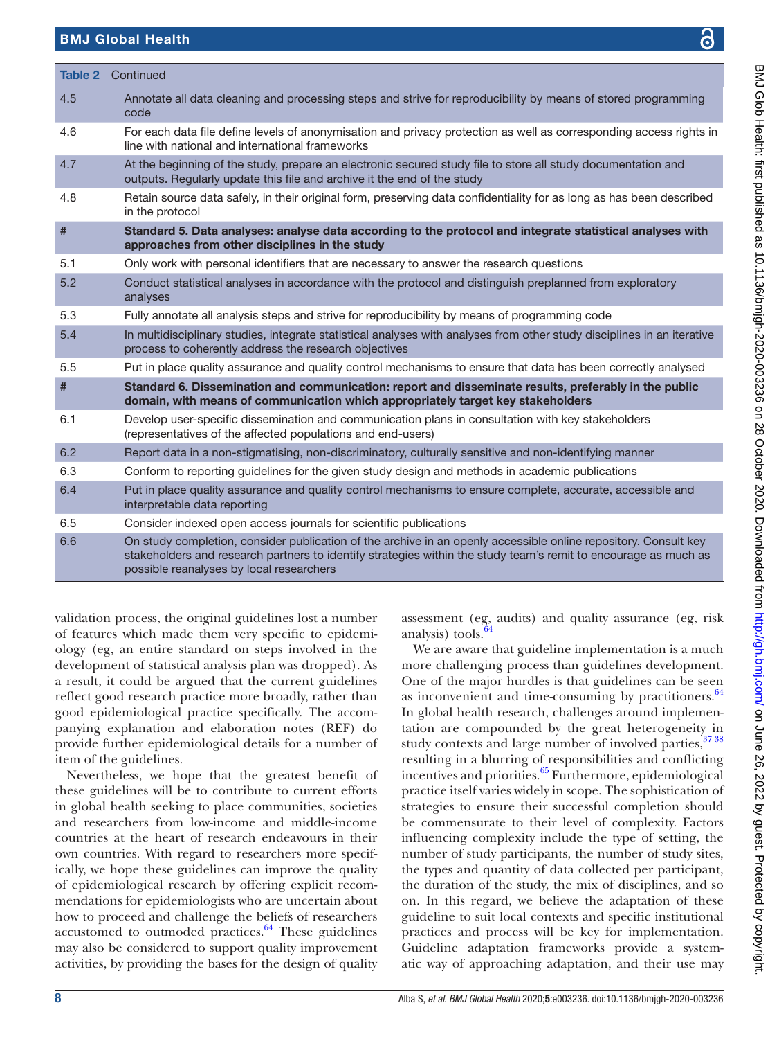| Table 2 | Continued |
|---|---|
| 4.5 | Annotate all data cleaning and processing steps and strive for reproducibility by means of stored programming code |
| 4.6 | For each data file define levels of anonymisation and privacy protection as well as corresponding access rights in line with national and international frameworks |
| 4.7 | At the beginning of the study, prepare an electronic secured study file to store all study documentation and outputs. Regularly update this file and archive it the end of the study |
| 4.8 | Retain source data safely, in their original form, preserving data confidentiality for as long as has been described in the protocol |
| **#** | **Standard 5. Data analyses: analyse data according to the protocol and integrate statistical analyses with approaches from other disciplines in the study** |
| 5.1 | Only work with personal identifiers that are necessary to answer the research questions |
| 5.2 | Conduct statistical analyses in accordance with the protocol and distinguish preplanned from exploratory analyses |
| 5.3 | Fully annotate all analysis steps and strive for reproducibility by means of programming code |
| 5.4 | In multidisciplinary studies, integrate statistical analyses with analyses from other study disciplines in an iterative process to coherently address the research objectives |
| 5.5 | Put in place quality assurance and quality control mechanisms to ensure that data has been correctly analysed |
| **#** | **Standard 6. Dissemination and communication: report and disseminate results, preferably in the public domain, with means of communication which appropriately target key stakeholders** |
| 6.1 | Develop user-specific dissemination and communication plans in consultation with key stakeholders (representatives of the affected populations and end-users) |
| 6.2 | Report data in a non-stigmatising, non-discriminatory, culturally sensitive and non-identifying manner |
| 6.3 | Conform to reporting guidelines for the given study design and methods in academic publications |
| 6.4 | Put in place quality assurance and quality control mechanisms to ensure complete, accurate, accessible and interpretable data reporting |
| 6.5 | Consider indexed open access journals for scientific publications |
| 6.6 | On study completion, consider publication of the archive in an openly accessible online repository. Consult key stakeholders and research partners to identify strategies within the study team's remit to encourage as much as possible reanalyses by local researchers |

validation process, the original guidelines lost a number of features which made them very specific to epidemiology (eg, an entire standard on steps involved in the development of statistical analysis plan was dropped). As a result, it could be argued that the current guidelines reflect good research practice more broadly, rather than good epidemiological practice specifically. The accompanying explanation and elaboration notes (REF) do provide further epidemiological details for a number of item of the guidelines.

Nevertheless, we hope that the greatest benefit of these guidelines will be to contribute to current efforts in global health seeking to place communities, societies and researchers from low-income and middle-income countries at the heart of research endeavours in their own countries. With regard to researchers more specifically, we hope these guidelines can improve the quality of epidemiological research by offering explicit recommendations for epidemiologists who are uncertain about how to proceed and challenge the beliefs of researchers accustomed to outmoded practices.[64] These guidelines may also be considered to support quality improvement activities, by providing the bases for the design of quality assessment (eg, audits) and quality assurance (eg, risk analysis) tools.[64]

We are aware that guideline implementation is a much more challenging process than guidelines development. One of the major hurdles is that guidelines can be seen as inconvenient and time-consuming by practitioners.[64] In global health research, challenges around implementation are compounded by the great heterogeneity in study contexts and large number of involved parties,[37,38] resulting in a blurring of responsibilities and conflicting incentives and priorities.[65] Furthermore, epidemiological practice itself varies widely in scope. The sophistication of strategies to ensure their successful completion should be commensurate to their level of complexity. Factors influencing complexity include the type of setting, the number of study participants, the number of study sites, the types and quantity of data collected per participant, the duration of the study, the mix of disciplines, and so on. In this regard, we believe the adaptation of these guideline to suit local contexts and specific institutional practices and process will be key for implementation. Guideline adaptation frameworks provide a systematic way of approaching adaptation, and their use may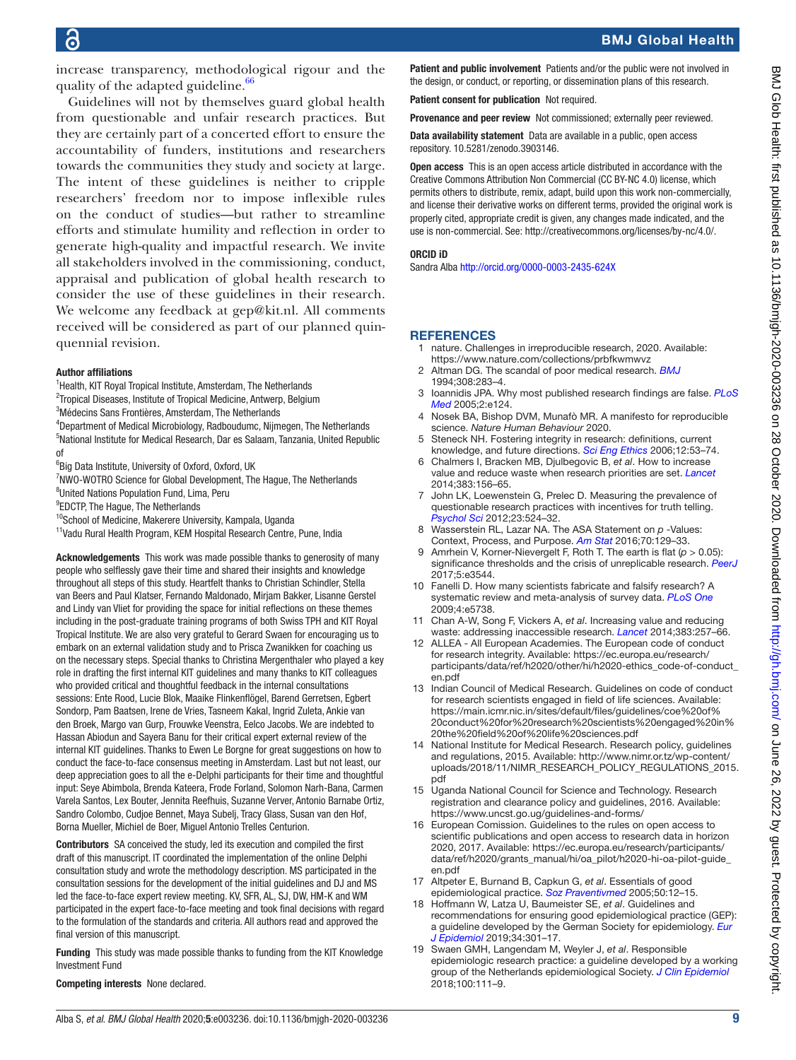increase transparency, methodological rigour and the quality of the adapted guideline.[66]

Guidelines will not by themselves guard global health from questionable and unfair research practices. But they are certainly part of a concerted effort to ensure the accountability of funders, institutions and researchers towards the communities they study and society at large. The intent of these guidelines is neither to cripple researchers' freedom nor to impose inflexible rules on the conduct of studies—but rather to streamline efforts and stimulate humility and reflection in order to generate high-quality and impactful research. We invite all stakeholders involved in the commissioning, conduct, appraisal and publication of global health research to consider the use of these guidelines in their research. We welcome any feedback at gep@kit.nl. All comments received will be considered as part of our planned quinquennial revision.

**Author affiliations**

[1]Health, KIT Royal Tropical Institute, Amsterdam, The Netherlands
[2]Tropical Diseases, Institute of Tropical Medicine, Antwerp, Belgium
[3]Médecins Sans Frontières, Amsterdam, The Netherlands
[4]Department of Medical Microbiology, Radboudumc, Nijmegen, The Netherlands
[5]National Institute for Medical Research, Dar es Salaam, Tanzania, United Republic of
[6]Big Data Institute, University of Oxford, Oxford, UK
[7]NWO-WOTRO Science for Global Development, The Hague, The Netherlands
[8]United Nations Population Fund, Lima, Peru
[9]EDCTP, The Hague, The Netherlands
[10]School of Medicine, Makerere University, Kampala, Uganda
[11]Vadu Rural Health Program, KEM Hospital Research Centre, Pune, India

**Acknowledgements** This work was made possible thanks to generosity of many people who selflessly gave their time and shared their insights and knowledge throughout all steps of this study. Heartfelt thanks to Christian Schindler, Stella van Beers and Paul Klatser, Fernando Maldonado, Mirjam Bakker, Lisanne Gerstel and Lindy van Vliet for providing the space for initial reflections on these themes including in the post-graduate training programs of both Swiss TPH and KIT Royal Tropical Institute. We are also very grateful to Gerard Swaen for encouraging us to embark on an external validation study and to Prisca Zwanikken for coaching us on the necessary steps. Special thanks to Christina Mergenthaler who played a key role in drafting the first internal KIT guidelines and many thanks to KIT colleagues who provided critical and thoughtful feedback in the internal consultations sessions: Ente Rood, Lucie Blok, Maaike Flinkenflögel, Barend Gerretsen, Egbert Sondorp, Pam Baatsen, Irene de Vries, Tasneem Kakal, Ingrid Zuleta, Ankie van den Broek, Margo van Gurp, Frouwke Veenstra, Eelco Jacobs. We are indebted to Hassan Abiodun and Sayera Banu for their critical expert external review of the internal KIT guidelines. Thanks to Ewen Le Borgne for great suggestions on how to conduct the face-to-face consensus meeting in Amsterdam. Last but not least, our deep appreciation goes to all the e-Delphi participants for their time and thoughtful input: Seye Abimbola, Brenda Kateera, Frode Forland, Solomon Narh-Banu, Carmen Varela Santos, Lex Bouter, Jennita Reefhuis, Suzanne Verver, Antonio Barnabe Ortiz, Sandro Colombo, Cudjoe Bennet, Maya Subelj, Tracy Glass, Susan van den Hof, Borna Mueller, Michiel de Boer, Miguel Antonio Trelles Centurion.

**Contributors** SA conceived the study, led its execution and compiled the first draft of this manuscript. IT coordinated the implementation of the online Delphi consultation study and wrote the methodology description. MS participated in the consultation sessions for the development of the initial guidelines and DJ and MS led the face-to-face expert review meeting. KV, SFR, AL, SJ, DW, HM-K and WM participated in the expert face-to-face meeting and took final decisions with regard to the formulation of the standards and criteria. All authors read and approved the final version of this manuscript.

**Funding** This study was made possible thanks to funding from the KIT Knowledge Investment Fund

**Competing interests** None declared.

**Patient and public involvement** Patients and/or the public were not involved in the design, or conduct, or reporting, or dissemination plans of this research.

**Patient consent for publication** Not required.

**Provenance and peer review** Not commissioned; externally peer reviewed.

**Data availability statement** Data are available in a public, open access repository. 10.5281/zenodo.3903146.

**Open access** This is an open access article distributed in accordance with the Creative Commons Attribution Non Commercial (CC BY-NC 4.0) license, which permits others to distribute, remix, adapt, build upon this work non-commercially, and license their derivative works on different terms, provided the original work is properly cited, appropriate credit is given, any changes made indicated, and the use is non-commercial. See: http://creativecommons.org/licenses/by-nc/4.0/.

**ORCID iD**

Sandra Alba http://orcid.org/0000-0003-2435-624X

## REFERENCES

1. nature. Challenges in irreproducible research, 2020. Available: https://www.nature.com/collections/prbfkwmwvz
2. Altman DG. The scandal of poor medical research. *BMJ* 1994;308:283–4.
3. Ioannidis JPA. Why most published research findings are false. *PLoS Med* 2005;2:e124.
4. Nosek BA, Bishop DVM, Munafò MR. A manifesto for reproducible science. *Nature Human Behaviour* 2020.
5. Steneck NH. Fostering integrity in research: definitions, current knowledge, and future directions. *Sci Eng Ethics* 2006;12:53–74.
6. Chalmers I, Bracken MB, Djulbegovic B, *et al*. How to increase value and reduce waste when research priorities are set. *Lancet* 2014;383:156–65.
7. John LK, Loewenstein G, Prelec D. Measuring the prevalence of questionable research practices with incentives for truth telling. *Psychol Sci* 2012;23:524–32.
8. Wasserstein RL, Lazar NA. The ASA Statement on *p* -Values: Context, Process, and Purpose. *Am Stat* 2016;70:129–33.
9. Amrhein V, Korner-Nievergelt F, Roth T. The earth is flat ($p > 0.05$): significance thresholds and the crisis of unreplicable research. *PeerJ* 2017;5:e3544.
10. Fanelli D. How many scientists fabricate and falsify research? A systematic review and meta-analysis of survey data. *PLoS One* 2009;4:e5738.
11. Chan A-W, Song F, Vickers A, *et al*. Increasing value and reducing waste: addressing inaccessible research. *Lancet* 2014;383:257–66.
12. ALLEA - All European Academies. The European code of conduct for research integrity. Available: https://ec.europa.eu/research/participants/data/ref/h2020/other/hi/h2020-ethics_code-of-conduct_en.pdf
13. Indian Council of Medical Research. Guidelines on code of conduct for research scientists engaged in field of life sciences. Available: https://main.icmr.nic.in/sites/default/files/guidelines/coe%20of%20conduct%20for%20research%20scientists%20engaged%20in%20the%20field%20of%20life%20sciences.pdf
14. National Institute for Medical Research. Research policy, guidelines and regulations, 2015. Available: http://www.nimr.or.tz/wp-content/uploads/2018/11/NIMR_RESEARCH_POLICY_REGULATIONS_2015.pdf
15. Uganda National Council for Science and Technology. Research registration and clearance policy and guidelines, 2016. Available: https://www.uncst.go.ug/guidelines-and-forms/
16. European Comission. Guidelines to the rules on open access to scientific publications and open access to research data in horizon 2020, 2017. Available: https://ec.europa.eu/research/participants/data/ref/h2020/grants_manual/hi/oa_pilot/h2020-hi-oa-pilot-guide_en.pdf
17. Altpeter E, Burnand B, Capkun G, *et al*. Essentials of good epidemiological practice. *Soz Praventivmed* 2005;50:12–15.
18. Hoffmann W, Latza U, Baumeister SE, *et al*. Guidelines and recommendations for ensuring good epidemiological practice (GEP): a guideline developed by the German Society for epidemiology. *Eur J Epidemiol* 2019;34:301–17.
19. Swaen GMH, Langendam M, Weyler J, *et al*. Responsible epidemiologic research practice: a guideline developed by a working group of the Netherlands epidemiological Society. *J Clin Epidemiol* 2018;100:111–9.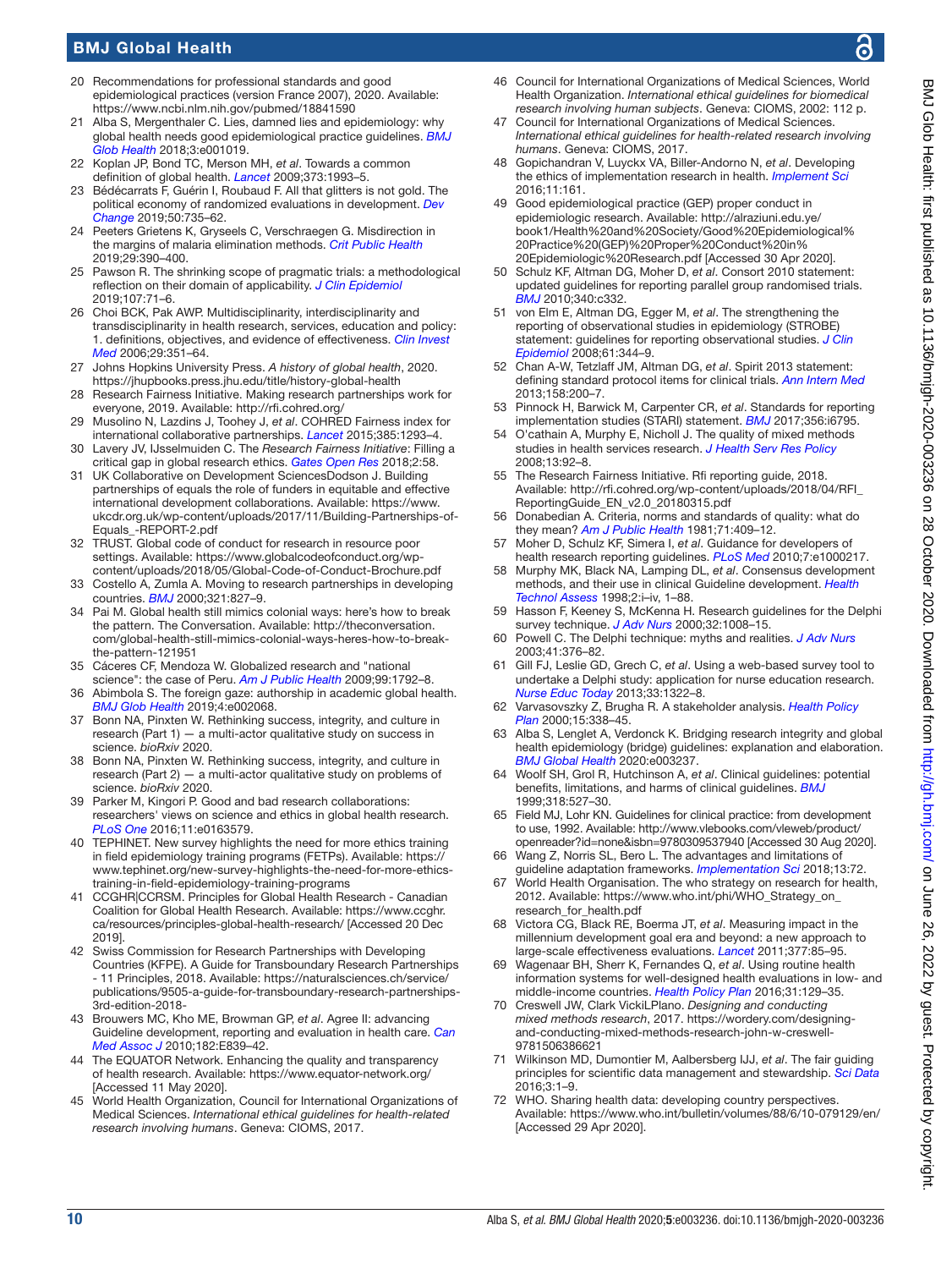20 Recommendations for professional standards and good epidemiological practices (version France 2007), 2020. Available: https://www.ncbi.nlm.nih.gov/pubmed/18841590
21 Alba S, Mergenthaler C. Lies, damned lies and epidemiology: why global health needs good epidemiological practice guidelines. *BMJ Glob Health* 2018;3:e001019.
22 Koplan JP, Bond TC, Merson MH, *et al*. Towards a common definition of global health. *Lancet* 2009;373:1993–5.
23 Bédécarrats F, Guérin I, Roubaud F. All that glitters is not gold. The political economy of randomized evaluations in development. *Dev Change* 2019;50:735–62.
24 Peeters Grietens K, Gryseels C, Verschraegen G. Misdirection in the margins of malaria elimination methods. *Crit Public Health* 2019;29:390–400.
25 Pawson R. The shrinking scope of pragmatic trials: a methodological reflection on their domain of applicability. *J Clin Epidemiol* 2019;107:71–6.
26 Choi BCK, Pak AWP. Multidisciplinarity, interdisciplinarity and transdisciplinarity in health research, services, education and policy: 1. definitions, objectives, and evidence of effectiveness. *Clin Invest Med* 2006;29:351–64.
27 Johns Hopkins University Press. *A history of global health*, 2020. https://jhupbooks.press.jhu.edu/title/history-global-health
28 Research Fairness Initiative. Making research partnerships work for everyone, 2019. Available: http://rfi.cohred.org/
29 Musolino N, Lazdins J, Toohey J, *et al*. COHRED Fairness index for international collaborative partnerships. *Lancet* 2015;385:1293–4.
30 Lavery JV, IJsselmuiden C. The *Research Fairness Initiative*: Filling a critical gap in global research ethics. *Gates Open Res* 2018;2:58.
31 UK Collaborative on Development SciencesDodson J. Building partnerships of equals the role of funders in equitable and effective international development collaborations. Available: https://www.ukcdr.org.uk/wp-content/uploads/2017/11/Building-Partnerships-of-Equals_-REPORT-2.pdf
32 TRUST. Global code of conduct for research in resource poor settings. Available: https://www.globalcodeofconduct.org/wp-content/uploads/2018/05/Global-Code-of-Conduct-Brochure.pdf
33 Costello A, Zumla A. Moving to research partnerships in developing countries. *BMJ* 2000;321:827–9.
34 Pai M. Global health still mimics colonial ways: here's how to break the pattern. The Conversation. Available: http://theconversation.com/global-health-still-mimics-colonial-ways-heres-how-to-break-the-pattern-121951
35 Cáceres CF, Mendoza W. Globalized research and "national science": the case of Peru. *Am J Public Health* 2009;99:1792–8.
36 Abimbola S. The foreign gaze: authorship in academic global health. *BMJ Glob Health* 2019;4:e002068.
37 Bonn NA, Pinxten W. Rethinking success, integrity, and culture in research (Part 1) — a multi-actor qualitative study on success in science. *bioRxiv* 2020.
38 Bonn NA, Pinxten W. Rethinking success, integrity, and culture in research (Part 2) — a multi-actor qualitative study on problems of science. *bioRxiv* 2020.
39 Parker M, Kingori P. Good and bad research collaborations: researchers' views on science and ethics in global health research. *PLoS One* 2016;11:e0163579.
40 TEPHINET. New survey highlights the need for more ethics training in field epidemiology training programs (FETPs). Available: https://www.tephinet.org/new-survey-highlights-the-need-for-more-ethics-training-in-field-epidemiology-training-programs
41 CCGHR|CCRSM. Principles for Global Health Research - Canadian Coalition for Global Health Research. Available: https://www.ccghr.ca/resources/principles-global-health-research/ [Accessed 20 Dec 2019].
42 Swiss Commission for Research Partnerships with Developing Countries (KFPE). A Guide for Transboundary Research Partnerships - 11 Principles, 2018. Available: https://naturalsciences.ch/service/publications/9505-a-guide-for-transboundary-research-partnerships-3rd-edition-2018-
43 Brouwers MC, Kho ME, Browman GP, *et al*. Agree II: advancing Guideline development, reporting and evaluation in health care. *Can Med Assoc J* 2010;182:E839–42.
44 The EQUATOR Network. Enhancing the quality and transparency of health research. Available: https://www.equator-network.org/ [Accessed 11 May 2020].
45 World Health Organization, Council for International Organizations of Medical Sciences. *International ethical guidelines for health-related research involving humans*. Geneva: CIOMS, 2017.
46 Council for International Organizations of Medical Sciences, World Health Organization. *International ethical guidelines for biomedical research involving human subjects*. Geneva: CIOMS, 2002: 112 p.
47 Council for International Organizations of Medical Sciences. *International ethical guidelines for health-related research involving humans*. Geneva: CIOMS, 2017.
48 Gopichandran V, Luyckx VA, Biller-Andorno N, *et al*. Developing the ethics of implementation research in health. *Implement Sci* 2016;11:161.
49 Good epidemiological practice (GEP) proper conduct in epidemiologic research. Available: http://alraziuni.edu.ye/book1/Health%20and%20Society/Good%20Epidemiological%20Practice%20(GEP)%20Proper%20Conduct%20in%20Epidemiologic%20Research.pdf [Accessed 30 Apr 2020].
50 Schulz KF, Altman DG, Moher D, *et al*. Consort 2010 statement: updated guidelines for reporting parallel group randomised trials. *BMJ* 2010;340:c332.
51 von Elm E, Altman DG, Egger M, *et al*. The strengthening the reporting of observational studies in epidemiology (STROBE) statement: guidelines for reporting observational studies. *J Clin Epidemiol* 2008;61:344–9.
52 Chan A-W, Tetzlaff JM, Altman DG, *et al*. Spirit 2013 statement: defining standard protocol items for clinical trials. *Ann Intern Med* 2013;158:200–7.
53 Pinnock H, Barwick M, Carpenter CR, *et al*. Standards for reporting implementation studies (STARI) statement. *BMJ* 2017;356:i6795.
54 O'cathain A, Murphy E, Nicholl J. The quality of mixed methods studies in health services research. *J Health Serv Res Policy* 2008;13:92–8.
55 The Research Fairness Initiative. Rfi reporting guide, 2018. Available: http://rfi.cohred.org/wp-content/uploads/2018/04/RFI_ReportingGuide_EN_v2.0_20180315.pdf
56 Donabedian A. Criteria, norms and standards of quality: what do they mean? *Am J Public Health* 1981;71:409–12.
57 Moher D, Schulz KF, Simera I, *et al*. Guidance for developers of health research reporting guidelines. *PLoS Med* 2010;7:e1000217.
58 Murphy MK, Black NA, Lamping DL, *et al*. Consensus development methods, and their use in clinical Guideline development. *Health Technol Assess* 1998;2:i–iv, 1–88.
59 Hasson F, Keeney S, McKenna H. Research guidelines for the Delphi survey technique. *J Adv Nurs* 2000;32:1008–15.
60 Powell C. The Delphi technique: myths and realities. *J Adv Nurs* 2003;41:376–82.
61 Gill FJ, Leslie GD, Grech C, *et al*. Using a web-based survey tool to undertake a Delphi study: application for nurse education research. *Nurse Educ Today* 2013;33:1322–8.
62 Varvasovszky Z, Brugha R. A stakeholder analysis. *Health Policy Plan* 2000;15:338–45.
63 Alba S, Lenglet A, Verdonck K. Bridging research integrity and global health epidemiology (bridge) guidelines: explanation and elaboration. *BMJ Global Health* 2020:e003237.
64 Woolf SH, Grol R, Hutchinson A, *et al*. Clinical guidelines: potential benefits, limitations, and harms of clinical guidelines. *BMJ* 1999;318:527–30.
65 Field MJ, Lohr KN. Guidelines for clinical practice: from development to use, 1992. Available: http://www.vlebooks.com/vleweb/product/openreader?id=none&isbn=9780309537940 [Accessed 30 Aug 2020].
66 Wang Z, Norris SL, Bero L. The advantages and limitations of guideline adaptation frameworks. *Implementation Sci* 2018;13:72.
67 World Health Organisation. The who strategy on research for health, 2012. Available: https://www.who.int/phi/WHO_Strategy_on_research_for_health.pdf
68 Victora CG, Black RE, Boerma JT, *et al*. Measuring impact in the millennium development goal era and beyond: a new approach to large-scale effectiveness evaluations. *Lancet* 2011;377:85–95.
69 Wagenaar BH, Sherr K, Fernandes Q, *et al*. Using routine health information systems for well-designed health evaluations in low- and middle-income countries. *Health Policy Plan* 2016;31:129–35.
70 Creswell JW, Clark VickiLPlano. *Designing and conducting mixed methods research*, 2017. https://wordery.com/designing-and-conducting-mixed-methods-research-john-w-creswell-9781506386621
71 Wilkinson MD, Dumontier M, Aalbersberg IJJ, *et al*. The fair guiding principles for scientific data management and stewardship. *Sci Data* 2016;3:1–9.
72 WHO. Sharing health data: developing country perspectives. Available: https://www.who.int/bulletin/volumes/88/6/10-079129/en/ [Accessed 29 Apr 2020].